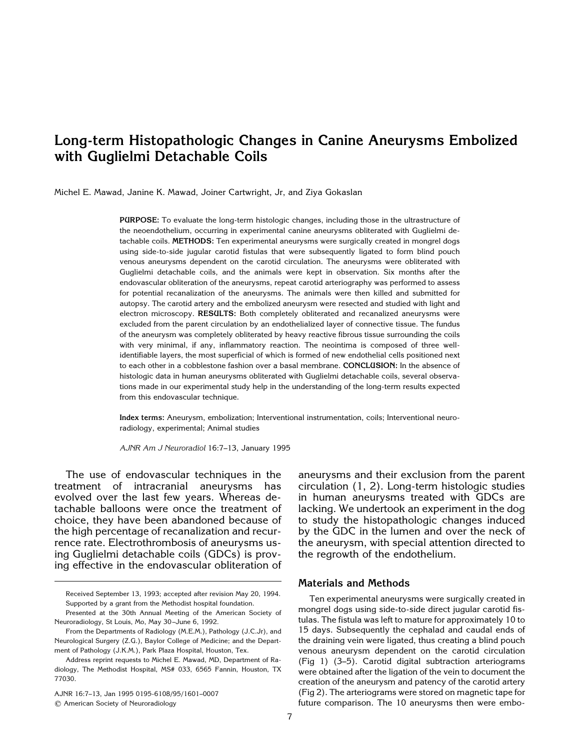# Long-term Histopathologic Changes in Canine Aneurysms Embolized with Guglielmi Detachable Coils

Michel E. Mawad, Janine K. Mawad, Joiner Cartwright, Jr, and Ziya Gokaslan

**PURPOSE:** To evaluate the long-term histologic changes, including those in the ultrastructure of the neoendothelium, occurring in experimental canine aneurysms obliterated with Guglielmi detachable coils. **METHODS:** Ten experimental aneurysms were surgically created in mongrel dogs using side-to-side jugular carotid fistulas that were subsequently ligated to form blind pouch venous aneurysms dependent on the carotid circulation. The aneurysms were obliterated with Guglielmi detachable coils, and the animals were kept in observation. Six months after the endovascular obliteration of the aneurysms, repeat carotid arteriography was performed to assess for potential recanalization of the aneurysms. The animals were then killed and submitted for autopsy. The carotid artery and the embolized aneurysm were resected and studied with light and electron microscopy. **RESULTS:** Both completely obliterated and recanalized aneurysms were excluded from the parent circulation by an endothelialized layer of connective tissue. The fundus of the aneurysm was completely obliterated by heavy reactive fibrous tissue surrounding the coils with very minimal, if any, inflammatory reaction. The neointima is composed of three well-identifiable layers, the most superficial of which is formed of new endothelial cells positioned next to each other in a cobblestone fashion over a basal membrane. **CONCLUSION:** In the absence of histologic data in human aneurysms obliterated with Guglielmi detachable coils, several observations made in our experimental study help in the understanding of the long-term results expected from this endovascular technique.

**Index terms:** Aneurysm, embolization; Interventional instrumentation, coils; Interventional neuroradiology, experimental; Animal studies

*AJNR Am J Neuroradiol* 16:7–13, January 1995

The use of endovascular techniques in the treatment of intracranial aneurysms has evolved over the last few years. Whereas detachable balloons were once the treatment of choice, they have been abandoned because of the high percentage of recanalization and recurrence rate. Electrothrombosis of aneurysms using Guglielmi detachable coils (GDCs) is proving effective in the endovascular obliteration of aneurysms and their exclusion from the parent circulation (1, 2). Long-term histologic studies in human aneurysms treated with GDCs are lacking. We undertook an experiment in the dog to study the histopathologic changes induced by the GDC in the lumen and over the neck of the aneurysm, with special attention directed to the regrowth of the endothelium.

## Materials and Methods

Ten experimental aneurysms were surgically created in mongrel dogs using side-to-side direct jugular carotid fistulas. The fistula was left to mature for approximately 10 to 15 days. Subsequently the cephalad and caudal ends of the draining vein were ligated, thus creating a blind pouch venous aneurysm dependent on the carotid circulation (Fig 1) (3–5). Carotid digital subtraction arteriograms were obtained after the ligation of the vein to document the creation of the aneurysm and patency of the carotid artery (Fig 2). The arteriograms were stored on magnetic tape for future comparison. The 10 aneurysms then were embo-

Received September 13, 1993; accepted after revision May 20, 1994.

Supported by a grant from the Methodist hospital foundation.

Presented at the 30th Annual Meeting of the American Society of Neuroradiology, St Louis, Mo, May 30–June 6, 1992.

From the Departments of Radiology (M.E.M.), Pathology (J.C.Jr), and Neurological Surgery (Z.G.), Baylor College of Medicine; and the Department of Pathology (J.K.M.), Park Plaza Hospital, Houston, Tex.

Address reprint requests to Michel E. Mawad, MD, Department of Radiology, The Methodist Hospital, MS# 033, 6565 Fannin, Houston, TX 77030.

AJNR 16:7–13, Jan 1995 0195-6108/95/1601–0007

© American Society of Neuroradiology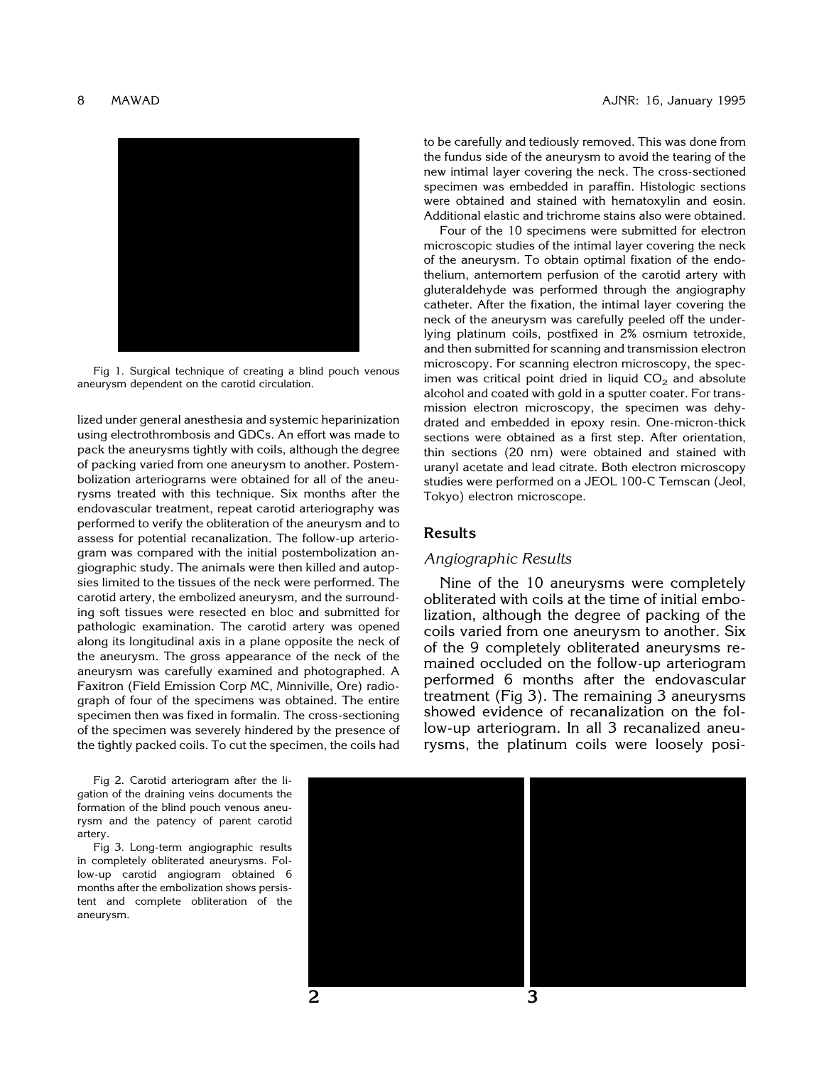Fig 1. Surgical technique of creating a blind pouch venous aneurysm dependent on the carotid circulation.

lized under general anesthesia and systemic heparinization using electrothrombosis and GDCs. An effort was made to pack the aneurysms tightly with coils, although the degree of packing varied from one aneurysm to another. Postembolization arteriograms were obtained for all of the aneurysms treated with this technique. Six months after the endovascular treatment, repeat carotid arteriography was performed to verify the obliteration of the aneurysm and to assess for potential recanalization. The follow-up arteriogram was compared with the initial postembolization angiographic study. The animals were then killed and autopsies limited to the tissues of the neck were performed. The carotid artery, the embolized aneurysm, and the surrounding soft tissues were resected en bloc and submitted for pathologic examination. The carotid artery was opened along its longitudinal axis in a plane opposite the neck of the aneurysm. The gross appearance of the neck of the aneurysm was carefully examined and photographed. A Faxitron (Field Emission Corp MC, Minniville, Ore) radiograph of four of the specimens was obtained. The entire specimen then was fixed in formalin. The cross-sectioning of the specimen was severely hindered by the presence of the tightly packed coils. To cut the specimen, the coils had to be carefully and tediously removed. This was done from the fundus side of the aneurysm to avoid the tearing of the new intimal layer covering the neck. The cross-sectioned specimen was embedded in paraffin. Histologic sections were obtained and stained with hematoxylin and eosin. Additional elastic and trichrome stains also were obtained.

Four of the 10 specimens were submitted for electron microscopic studies of the intimal layer covering the neck of the aneurysm. To obtain optimal fixation of the endothelium, antemortem perfusion of the carotid artery with gluteraldehyde was performed through the angiography catheter. After the fixation, the intimal layer covering the neck of the aneurysm was carefully peeled off the underlying platinum coils, postfixed in 2% osmium tetroxide, and then submitted for scanning and transmission electron microscopy. For scanning electron microscopy, the specimen was critical point dried in liquid $CO_2$ and absolute alcohol and coated with gold in a sputter coater. For transmission electron microscopy, the specimen was dehydrated and embedded in epoxy resin. One-micron-thick sections were obtained as a first step. After orientation, thin sections (20 nm) were obtained and stained with uranyl acetate and lead citrate. Both electron microscopy studies were performed on a JEOL 100-C Temscan (Jeol, Tokyo) electron microscope.

## Results

### *Angiographic Results*

Nine of the 10 aneurysms were completely obliterated with coils at the time of initial embolization, although the degree of packing of the coils varied from one aneurysm to another. Six of the 9 completely obliterated aneurysms remained occluded on the follow-up arteriogram performed 6 months after the endovascular treatment (Fig 3). The remaining 3 aneurysms showed evidence of recanalization on the follow-up arteriogram. In all 3 recanalized aneurysms, the platinum coils were loosely posi-

Fig 2. Carotid arteriogram after the ligation of the draining veins documents the formation of the blind pouch venous aneurysm and the patency of parent carotid artery.

Fig 3. Long-term angiographic results in completely obliterated aneurysms. Follow-up carotid angiogram obtained 6 months after the embolization shows persistent and complete obliteration of the aneurysm.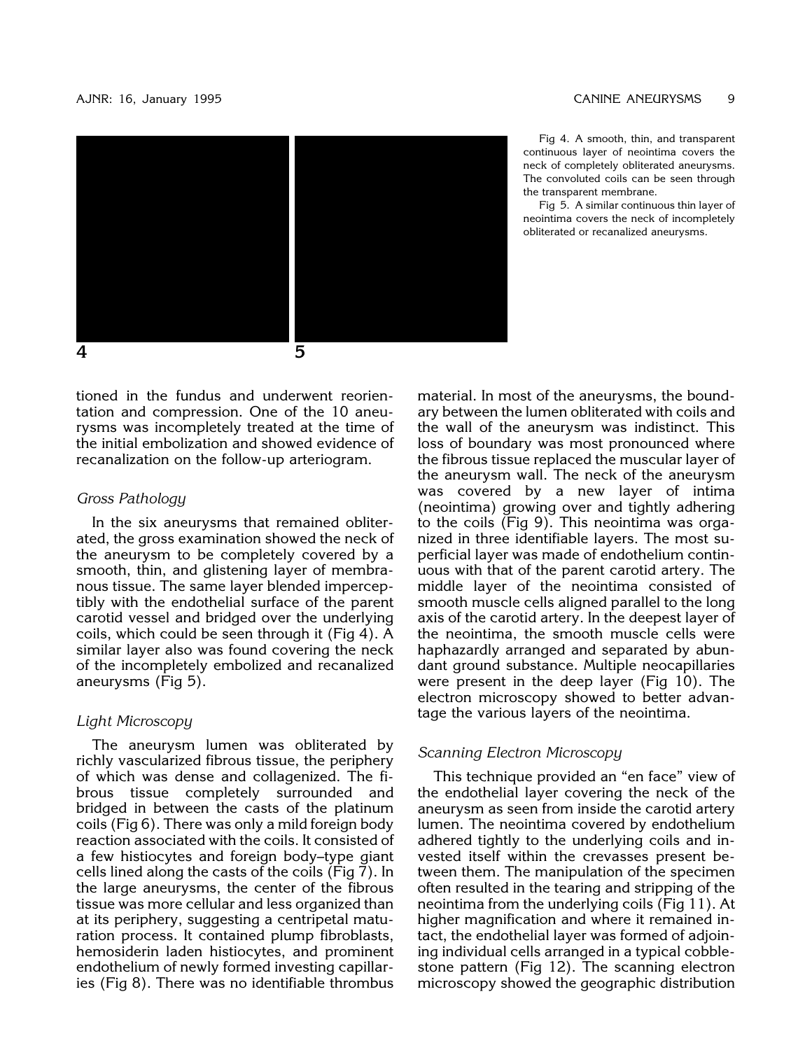Fig 4. A smooth, thin, and transparent continuous layer of neointima covers the neck of completely obliterated aneurysms. The convoluted coils can be seen through the transparent membrane.

Fig 5. A similar continuous thin layer of neointima covers the neck of incompletely obliterated or recanalized aneurysms.

tioned in the fundus and underwent reorientation and compression. One of the 10 aneurysms was incompletely treated at the time of the initial embolization and showed evidence of recanalization on the follow-up arteriogram.

### *Gross Pathology*

In the six aneurysms that remained obliterated, the gross examination showed the neck of the aneurysm to be completely covered by a smooth, thin, and glistening layer of membranous tissue. The same layer blended imperceptibly with the endothelial surface of the parent carotid vessel and bridged over the underlying coils, which could be seen through it (Fig 4). A similar layer also was found covering the neck of the incompletely embolized and recanalized aneurysms (Fig 5).

### *Light Microscopy*

The aneurysm lumen was obliterated by richly vascularized fibrous tissue, the periphery of which was dense and collagenized. The fibrous tissue completely surrounded and bridged in between the casts of the platinum coils (Fig 6). There was only a mild foreign body reaction associated with the coils. It consisted of a few histiocytes and foreign body–type giant cells lined along the casts of the coils (Fig 7). In the large aneurysms, the center of the fibrous tissue was more cellular and less organized than at its periphery, suggesting a centripetal maturation process. It contained plump fibroblasts, hemosiderin laden histiocytes, and prominent endothelium of newly formed investing capillaries (Fig 8). There was no identifiable thrombus material. In most of the aneurysms, the boundary between the lumen obliterated with coils and the wall of the aneurysm was indistinct. This loss of boundary was most pronounced where the fibrous tissue replaced the muscular layer of the aneurysm wall. The neck of the aneurysm was covered by a new layer of intima (neointima) growing over and tightly adhering to the coils (Fig 9). This neointima was organized in three identifiable layers. The most superficial layer was made of endothelium continuous with that of the parent carotid artery. The middle layer of the neointima consisted of smooth muscle cells aligned parallel to the long axis of the carotid artery. In the deepest layer of the neointima, the smooth muscle cells were haphazardly arranged and separated by abundant ground substance. Multiple neocapillaries were present in the deep layer (Fig 10). The electron microscopy showed to better advantage the various layers of the neointima.

### *Scanning Electron Microscopy*

This technique provided an "en face" view of the endothelial layer covering the neck of the aneurysm as seen from inside the carotid artery lumen. The neointima covered by endothelium adhered tightly to the underlying coils and invested itself within the crevasses present between them. The manipulation of the specimen often resulted in the tearing and stripping of the neointima from the underlying coils (Fig 11). At higher magnification and where it remained intact, the endothelial layer was formed of adjoining individual cells arranged in a typical cobblestone pattern (Fig 12). The scanning electron microscopy showed the geographic distribution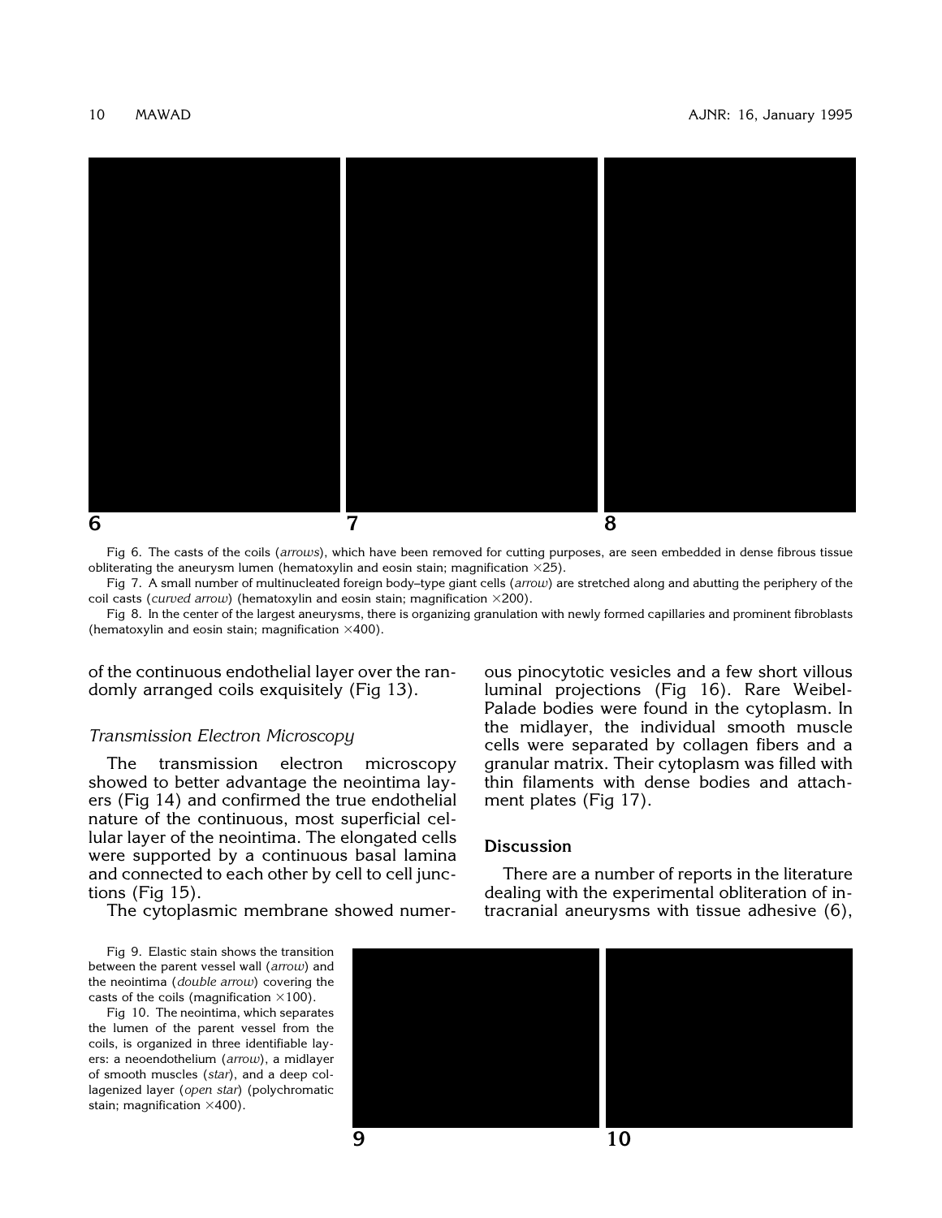Fig 6. The casts of the coils (*arrows*), which have been removed for cutting purposes, are seen embedded in dense fibrous tissue obliterating the aneurysm lumen (hematoxylin and eosin stain; magnification ×25).

Fig 7. A small number of multinucleated foreign body–type giant cells (*arrow*) are stretched along and abutting the periphery of the coil casts (*curved arrow*) (hematoxylin and eosin stain; magnification ×200).

Fig 8. In the center of the largest aneurysms, there is organizing granulation with newly formed capillaries and prominent fibroblasts (hematoxylin and eosin stain; magnification ×400).

of the continuous endothelial layer over the randomly arranged coils exquisitely (Fig 13).

### *Transmission Electron Microscopy*

The transmission electron microscopy showed to better advantage the neointima layers (Fig 14) and confirmed the true endothelial nature of the continuous, most superficial cellular layer of the neointima. The elongated cells were supported by a continuous basal lamina and connected to each other by cell to cell junctions (Fig 15).

The cytoplasmic membrane showed numerous pinocytotic vesicles and a few short villous luminal projections (Fig 16). Rare Weibel-Palade bodies were found in the cytoplasm. In the midlayer, the individual smooth muscle cells were separated by collagen fibers and a granular matrix. Their cytoplasm was filled with thin filaments with dense bodies and attachment plates (Fig 17).

## Discussion

There are a number of reports in the literature dealing with the experimental obliteration of intracranial aneurysms with tissue adhesive (6),

Fig 9. Elastic stain shows the transition between the parent vessel wall (*arrow*) and the neointima (*double arrow*) covering the casts of the coils (magnification ×100).

Fig 10. The neointima, which separates the lumen of the parent vessel from the coils, is organized in three identifiable layers: a neoendothelium (*arrow*), a midlayer of smooth muscles (*star*), and a deep collagenized layer (*open star*) (polychromatic stain; magnification ×400).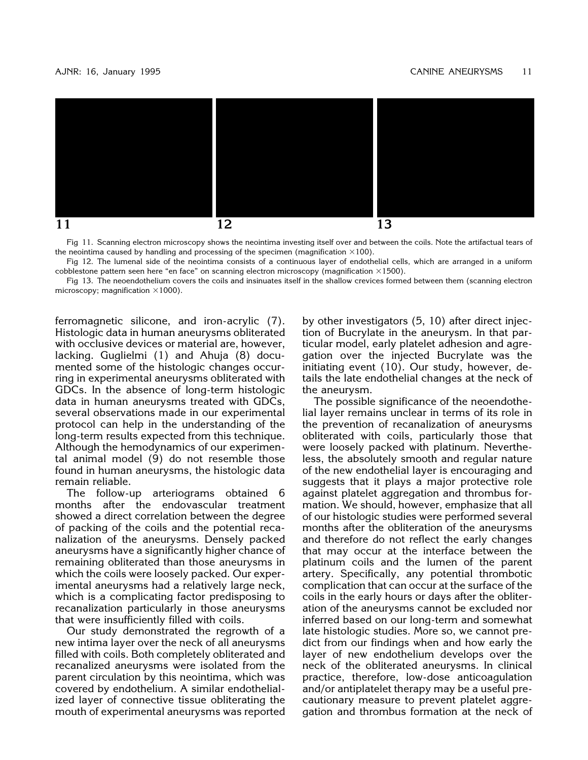Fig 11. Scanning electron microscopy shows the neointima investing itself over and between the coils. Note the artifactual tears of the neointima caused by handling and processing of the specimen (magnification ×100).

Fig 12. The lumenal side of the neointima consists of a continuous layer of endothelial cells, which are arranged in a uniform cobblestone pattern seen here "en face" on scanning electron microscopy (magnification ×1500).

Fig 13. The neoendothelium covers the coils and insinuates itself in the shallow crevices formed between them (scanning electron microscopy; magnification ×1000).

ferromagnetic silicone, and iron-acrylic (7). Histologic data in human aneurysms obliterated with occlusive devices or material are, however, lacking. Guglielmi (1) and Ahuja (8) documented some of the histologic changes occurring in experimental aneurysms obliterated with GDCs. In the absence of long-term histologic data in human aneurysms treated with GDCs, several observations made in our experimental protocol can help in the understanding of the long-term results expected from this technique. Although the hemodynamics of our experimental animal model (9) do not resemble those found in human aneurysms, the histologic data remain reliable.

The follow-up arteriograms obtained 6 months after the endovascular treatment showed a direct correlation between the degree of packing of the coils and the potential recanalization of the aneurysms. Densely packed aneurysms have a significantly higher chance of remaining obliterated than those aneurysms in which the coils were loosely packed. Our experimental aneurysms had a relatively large neck, which is a complicating factor predisposing to recanalization particularly in those aneurysms that were insufficiently filled with coils.

Our study demonstrated the regrowth of a new intima layer over the neck of all aneurysms filled with coils. Both completely obliterated and recanalized aneurysms were isolated from the parent circulation by this neointima, which was covered by endothelium. A similar endothelialized layer of connective tissue obliterating the mouth of experimental aneurysms was reported by other investigators (5, 10) after direct injection of Bucrylate in the aneurysm. In that particular model, early platelet adhesion and agregation over the injected Bucrylate was the initiating event (10). Our study, however, details the late endothelial changes at the neck of the aneurysm.

The possible significance of the neoendothelial layer remains unclear in terms of its role in the prevention of recanalization of aneurysms obliterated with coils, particularly those that were loosely packed with platinum. Nevertheless, the absolutely smooth and regular nature of the new endothelial layer is encouraging and suggests that it plays a major protective role against platelet aggregation and thrombus formation. We should, however, emphasize that all of our histologic studies were performed several months after the obliteration of the aneurysms and therefore do not reflect the early changes that may occur at the interface between the platinum coils and the lumen of the parent artery. Specifically, any potential thrombotic complication that can occur at the surface of the coils in the early hours or days after the obliteration of the aneurysms cannot be excluded nor inferred based on our long-term and somewhat late histologic studies. More so, we cannot predict from our findings when and how early the layer of new endothelium develops over the neck of the obliterated aneurysms. In clinical practice, therefore, low-dose anticoagulation and/or antiplatelet therapy may be a useful precautionary measure to prevent platelet aggregation and thrombus formation at the neck of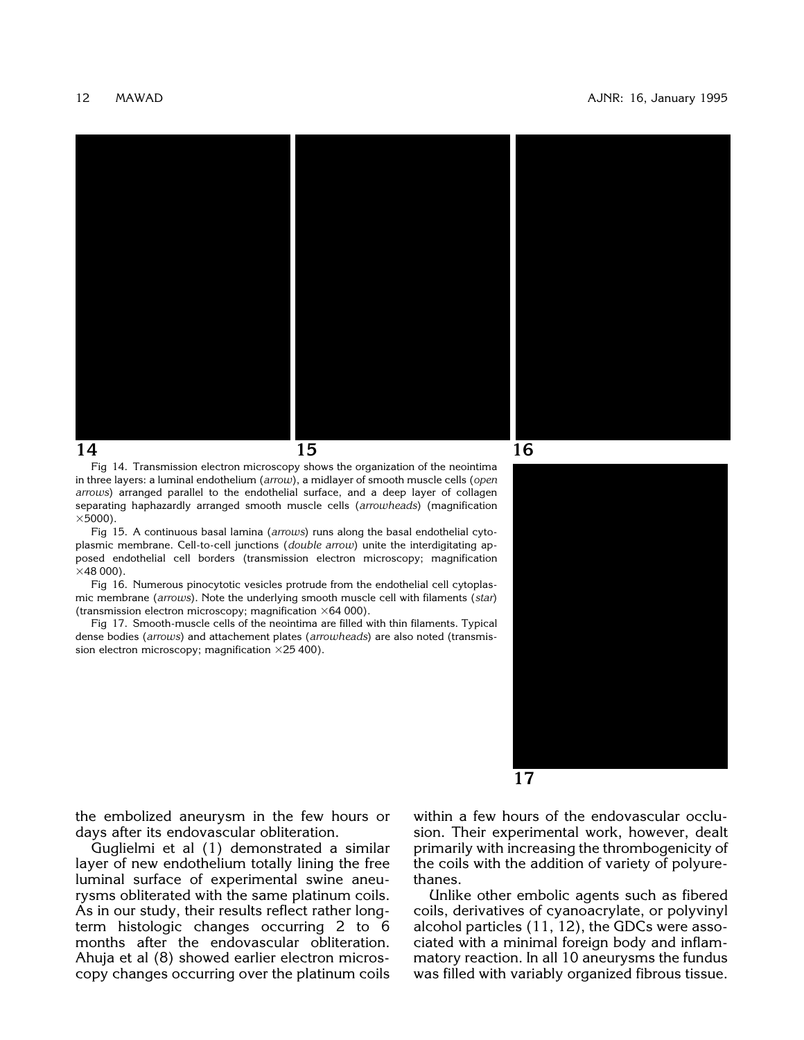Fig 14. Transmission electron microscopy shows the organization of the neointima in three layers: a luminal endothelium (*arrow*), a midlayer of smooth muscle cells (*open arrows*) arranged parallel to the endothelial surface, and a deep layer of collagen separating haphazardly arranged smooth muscle cells (*arrowheads*) (magnification ×5000).

Fig 15. A continuous basal lamina (*arrows*) runs along the basal endothelial cytoplasmic membrane. Cell-to-cell junctions (*double arrow*) unite the interdigitating apposed endothelial cell borders (transmission electron microscopy; magnification ×48 000).

Fig 16. Numerous pinocytotic vesicles protrude from the endothelial cell cytoplasmic membrane (*arrows*). Note the underlying smooth muscle cell with filaments (*star*) (transmission electron microscopy; magnification ×64 000).

Fig 17. Smooth-muscle cells of the neointima are filled with thin filaments. Typical dense bodies (*arrows*) and attachement plates (*arrowheads*) are also noted (transmission electron microscopy; magnification ×25 400).

the embolized aneurysm in the few hours or days after its endovascular obliteration.

Guglielmi et al (1) demonstrated a similar layer of new endothelium totally lining the free luminal surface of experimental swine aneurysms obliterated with the same platinum coils. As in our study, their results reflect rather long-term histologic changes occurring 2 to 6 months after the endovascular obliteration. Ahuja et al (8) showed earlier electron microscopy changes occurring over the platinum coils within a few hours of the endovascular occlusion. Their experimental work, however, dealt primarily with increasing the thrombogenicity of the coils with the addition of variety of polyurethanes.

Unlike other embolic agents such as fibered coils, derivatives of cyanoacrylate, or polyvinyl alcohol particles (11, 12), the GDCs were associated with a minimal foreign body and inflammatory reaction. In all 10 aneurysms the fundus was filled with variably organized fibrous tissue.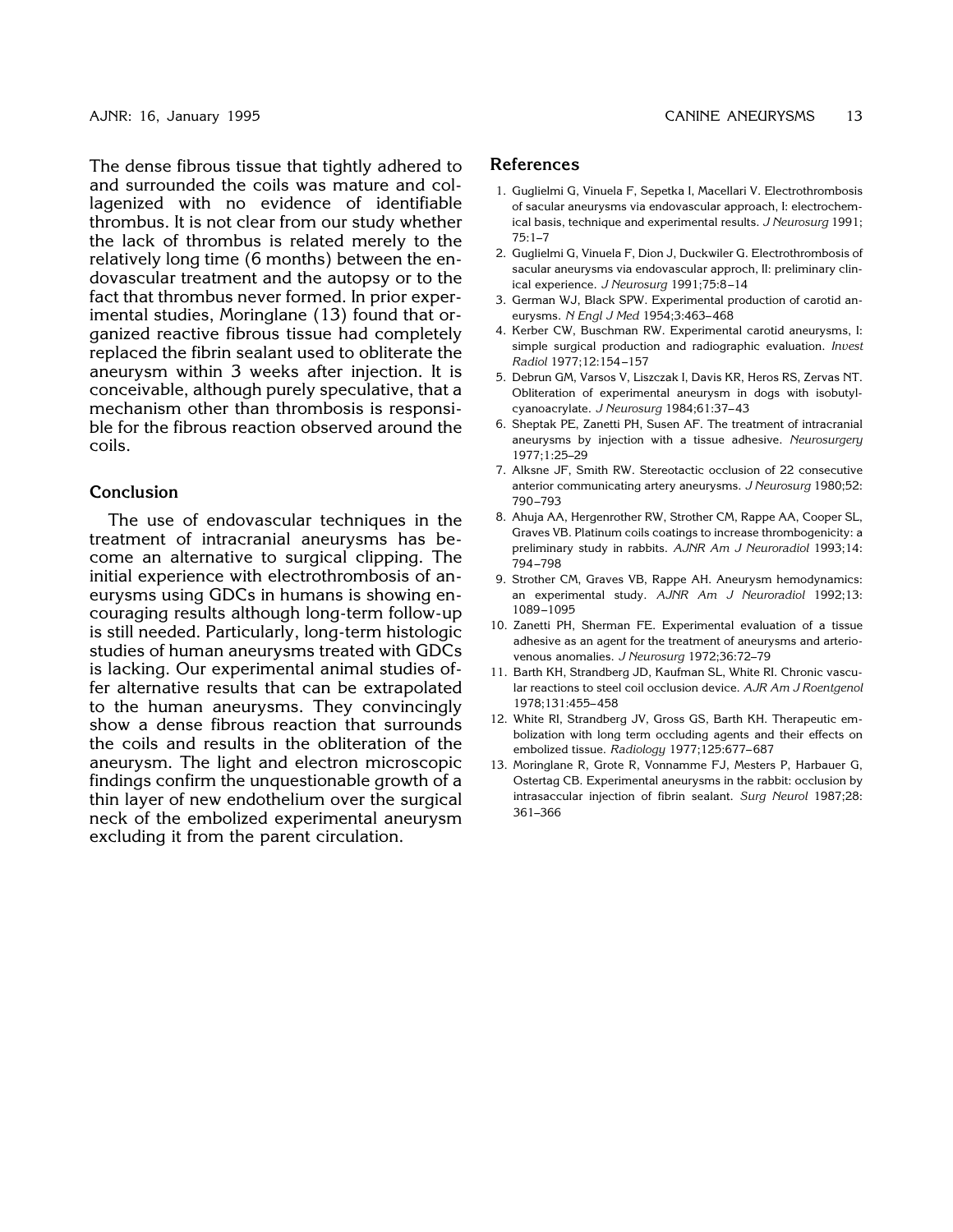The dense fibrous tissue that tightly adhered to and surrounded the coils was mature and collagenized with no evidence of identifiable thrombus. It is not clear from our study whether the lack of thrombus is related merely to the relatively long time (6 months) between the endovascular treatment and the autopsy or to the fact that thrombus never formed. In prior experimental studies, Moringlane (13) found that organized reactive fibrous tissue had completely replaced the fibrin sealant used to obliterate the aneurysm within 3 weeks after injection. It is conceivable, although purely speculative, that a mechanism other than thrombosis is responsible for the fibrous reaction observed around the coils.

## Conclusion

The use of endovascular techniques in the treatment of intracranial aneurysms has become an alternative to surgical clipping. The initial experience with electrothrombosis of aneurysms using GDCs in humans is showing encouraging results although long-term follow-up is still needed. Particularly, long-term histologic studies of human aneurysms treated with GDCs is lacking. Our experimental animal studies offer alternative results that can be extrapolated to the human aneurysms. They convincingly show a dense fibrous reaction that surrounds the coils and results in the obliteration of the aneurysm. The light and electron microscopic findings confirm the unquestionable growth of a thin layer of new endothelium over the surgical neck of the embolized experimental aneurysm excluding it from the parent circulation.

## References

1. Guglielmi G, Vinuela F, Sepetka I, Macellari V. Electrothrombosis of sacular aneurysms via endovascular approach, I: electrochemical basis, technique and experimental results. *J Neurosurg* 1991; 75:1–7
2. Guglielmi G, Vinuela F, Dion J, Duckwiler G. Electrothrombosis of sacular aneurysms via endovascular approch, II: preliminary clinical experience. *J Neurosurg* 1991;75:8–14
3. German WJ, Black SPW. Experimental production of carotid aneurysms. *N Engl J Med* 1954;3:463–468
4. Kerber CW, Buschman RW. Experimental carotid aneurysms, I: simple surgical production and radiographic evaluation. *Invest Radiol* 1977;12:154–157
5. Debrun GM, Varsos V, Liszczak I, Davis KR, Heros RS, Zervas NT. Obliteration of experimental aneurysm in dogs with isobutylcyanoacrylate. *J Neurosurg* 1984;61:37–43
6. Sheptak PE, Zanetti PH, Susen AF. The treatment of intracranial aneurysms by injection with a tissue adhesive. *Neurosurgery* 1977;1:25–29
7. Alksne JF, Smith RW. Stereotactic occlusion of 22 consecutive anterior communicating artery aneurysms. *J Neurosurg* 1980;52: 790–793
8. Ahuja AA, Hergenrother RW, Strother CM, Rappe AA, Cooper SL, Graves VB. Platinum coils coatings to increase thrombogenicity: a preliminary study in rabbits. *AJNR Am J Neuroradiol* 1993;14: 794–798
9. Strother CM, Graves VB, Rappe AH. Aneurysm hemodynamics: an experimental study. *AJNR Am J Neuroradiol* 1992;13: 1089–1095
10. Zanetti PH, Sherman FE. Experimental evaluation of a tissue adhesive as an agent for the treatment of aneurysms and arteriovenous anomalies. *J Neurosurg* 1972;36:72–79
11. Barth KH, Strandberg JD, Kaufman SL, White RI. Chronic vascular reactions to steel coil occlusion device. *AJR Am J Roentgenol* 1978;131:455–458
12. White RI, Strandberg JV, Gross GS, Barth KH. Therapeutic embolization with long term occluding agents and their effects on embolized tissue. *Radiology* 1977;125:677–687
13. Moringlane R, Grote R, Vonnamme FJ, Mesters P, Harbauer G, Ostertag CB. Experimental aneurysms in the rabbit: occlusion by intrasaccular injection of fibrin sealant. *Surg Neurol* 1987;28: 361–366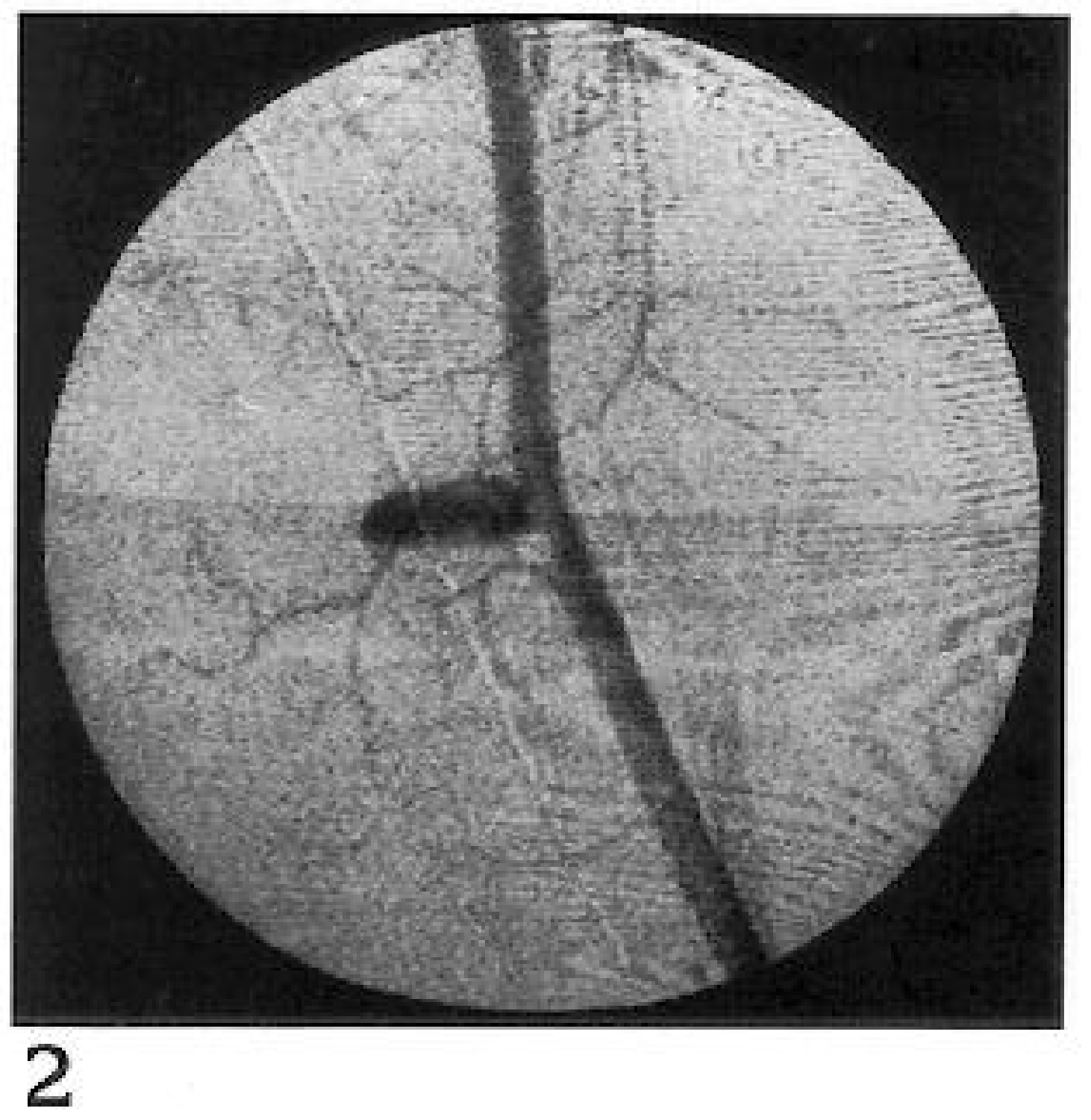2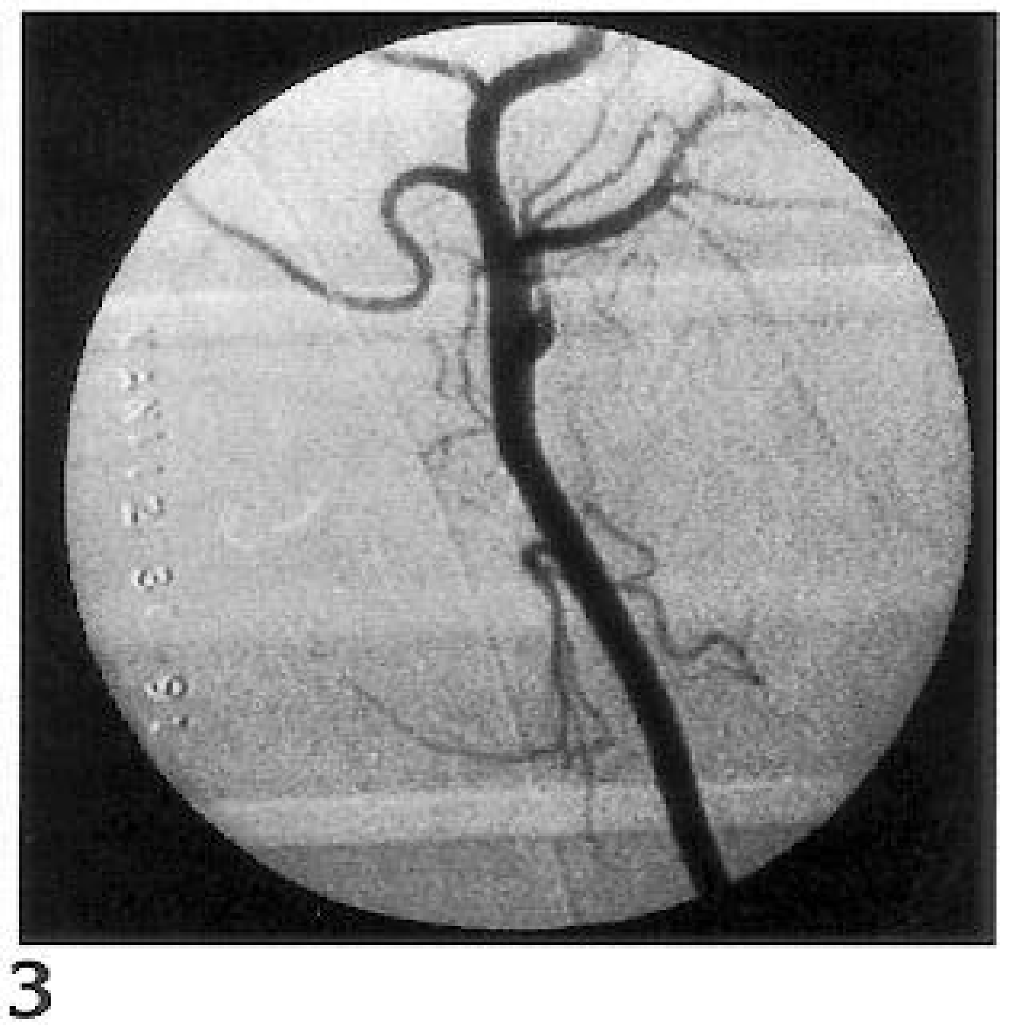3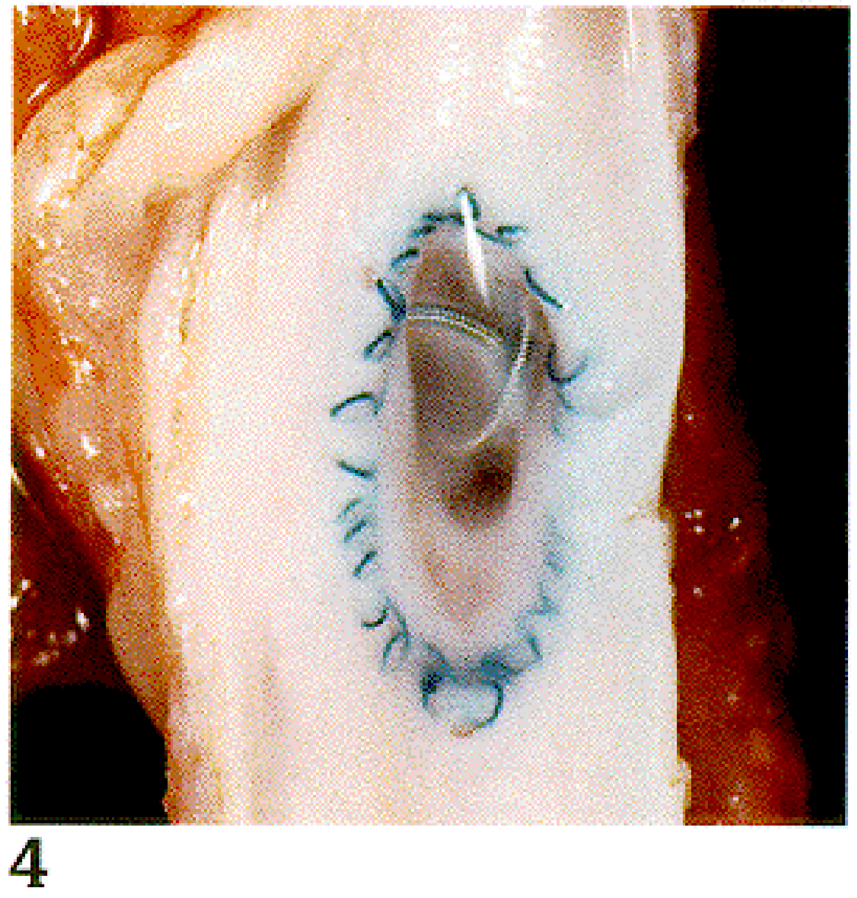4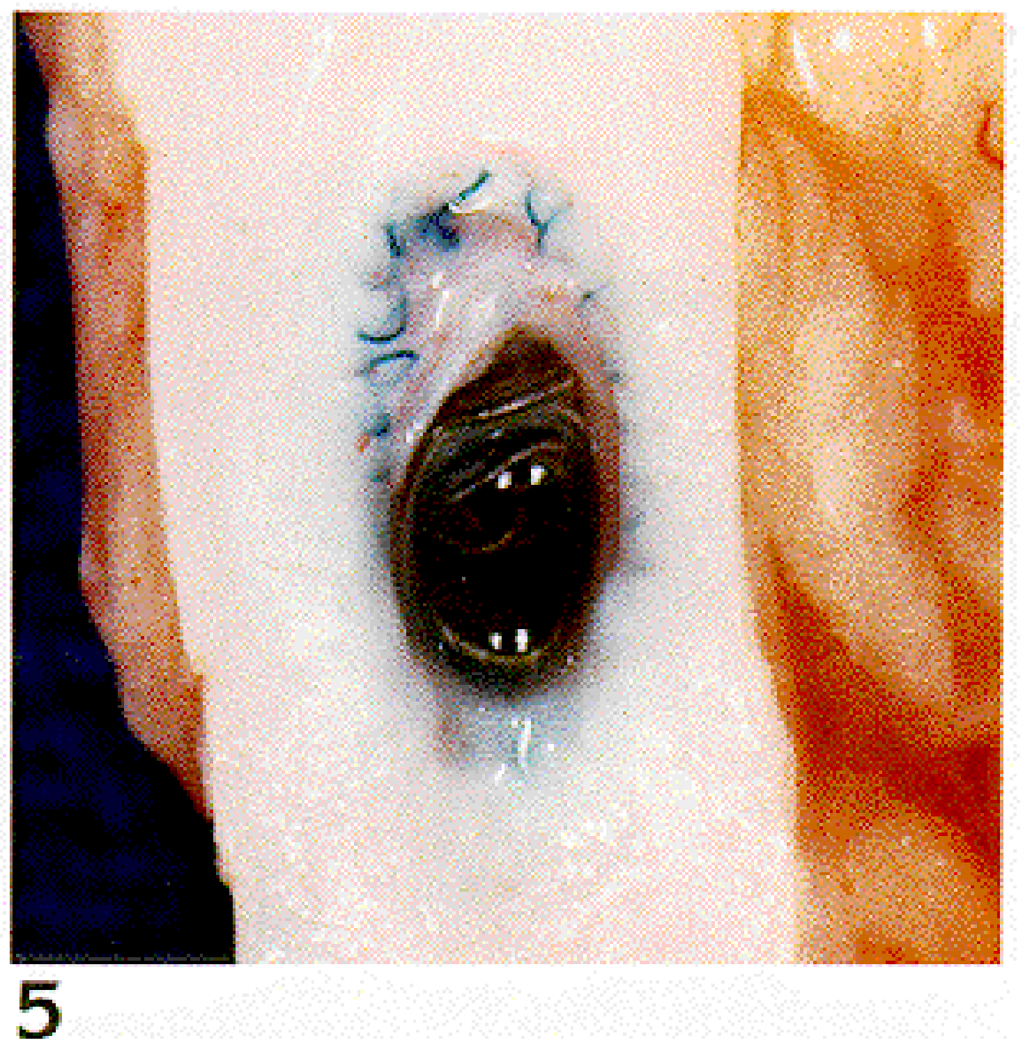5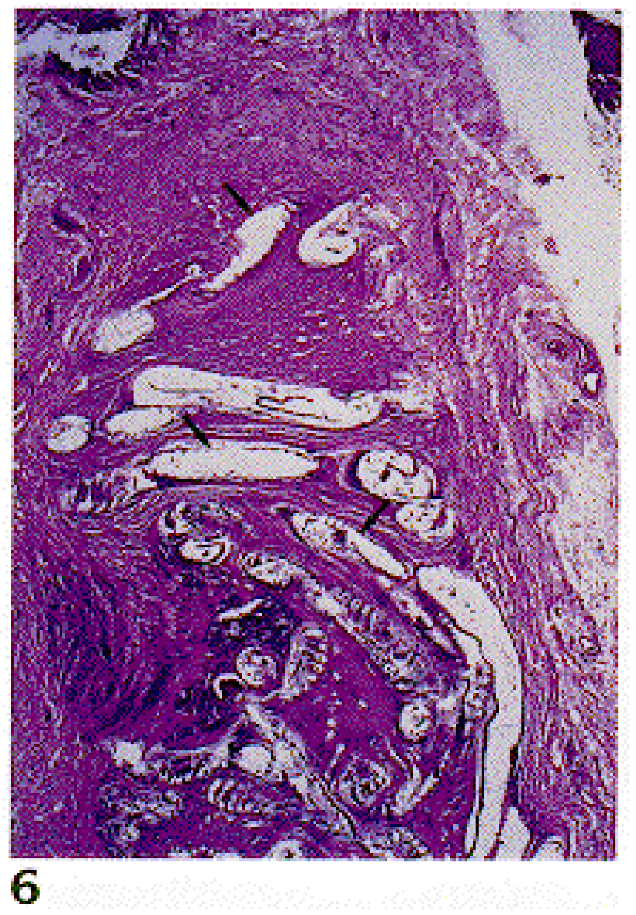6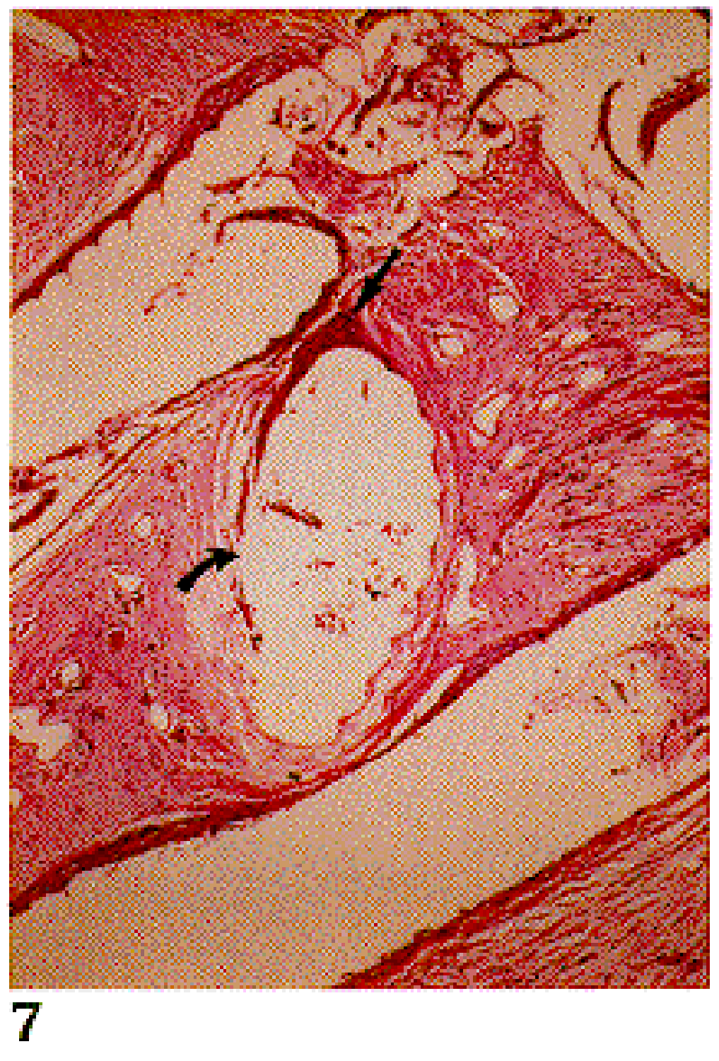7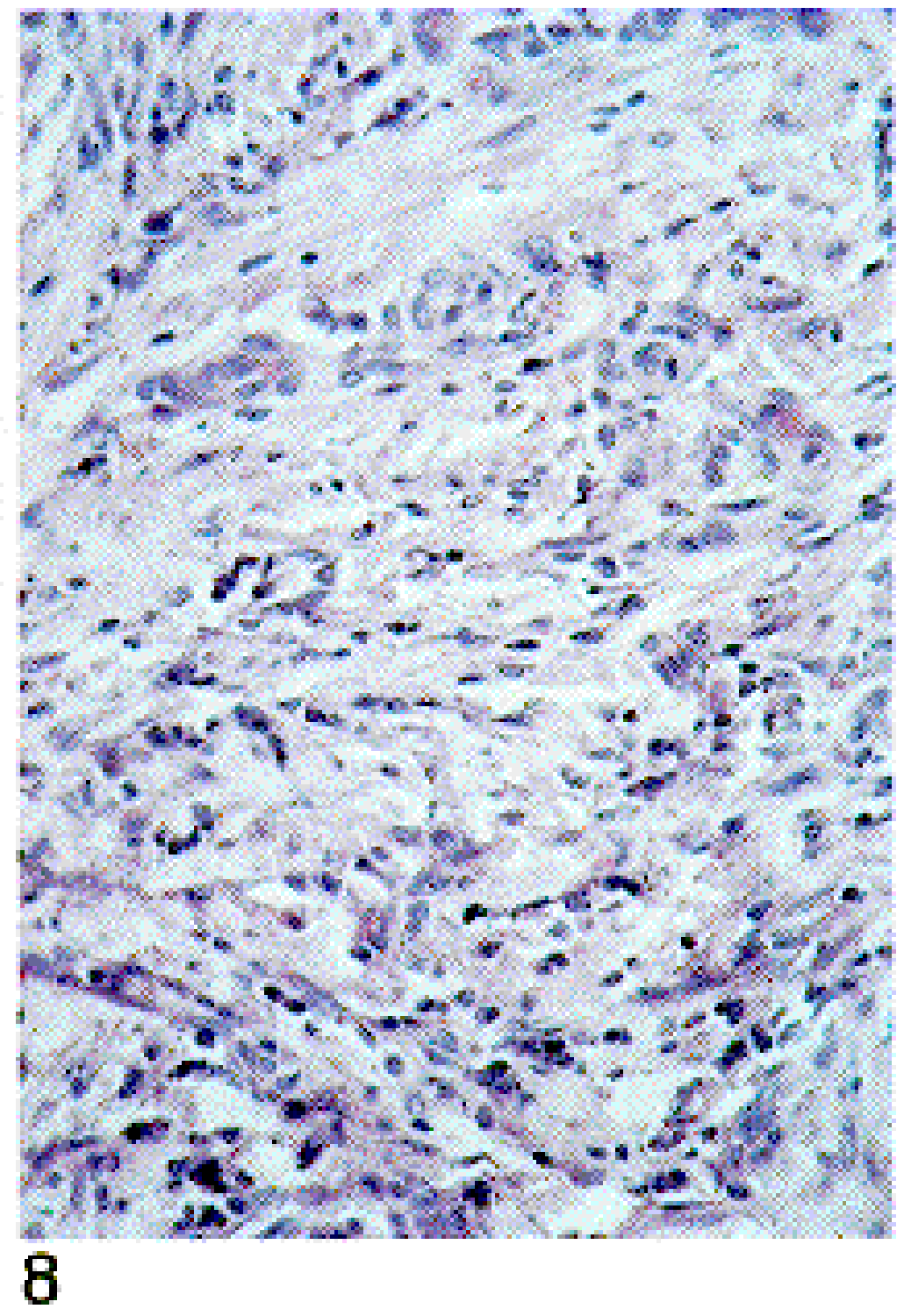8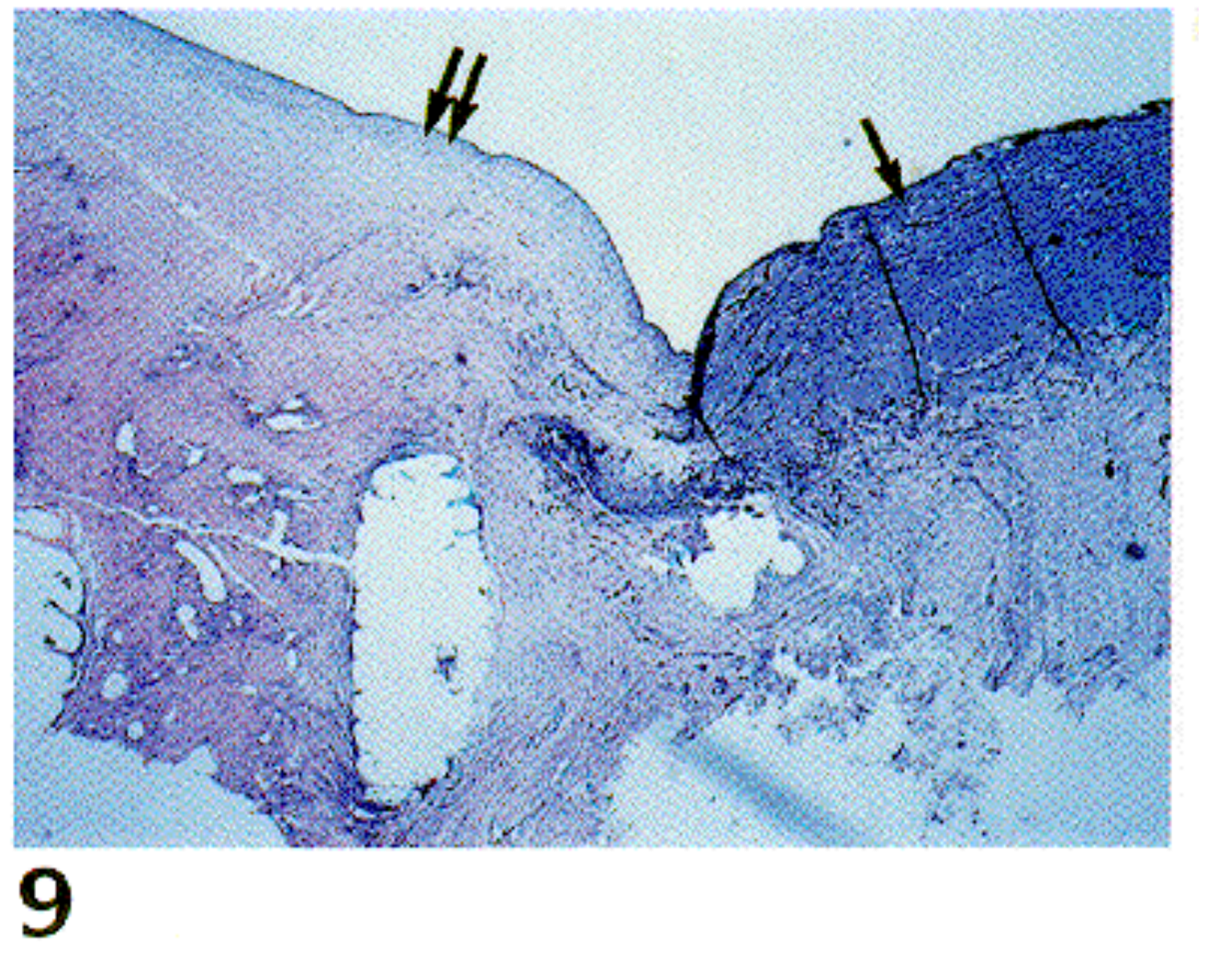9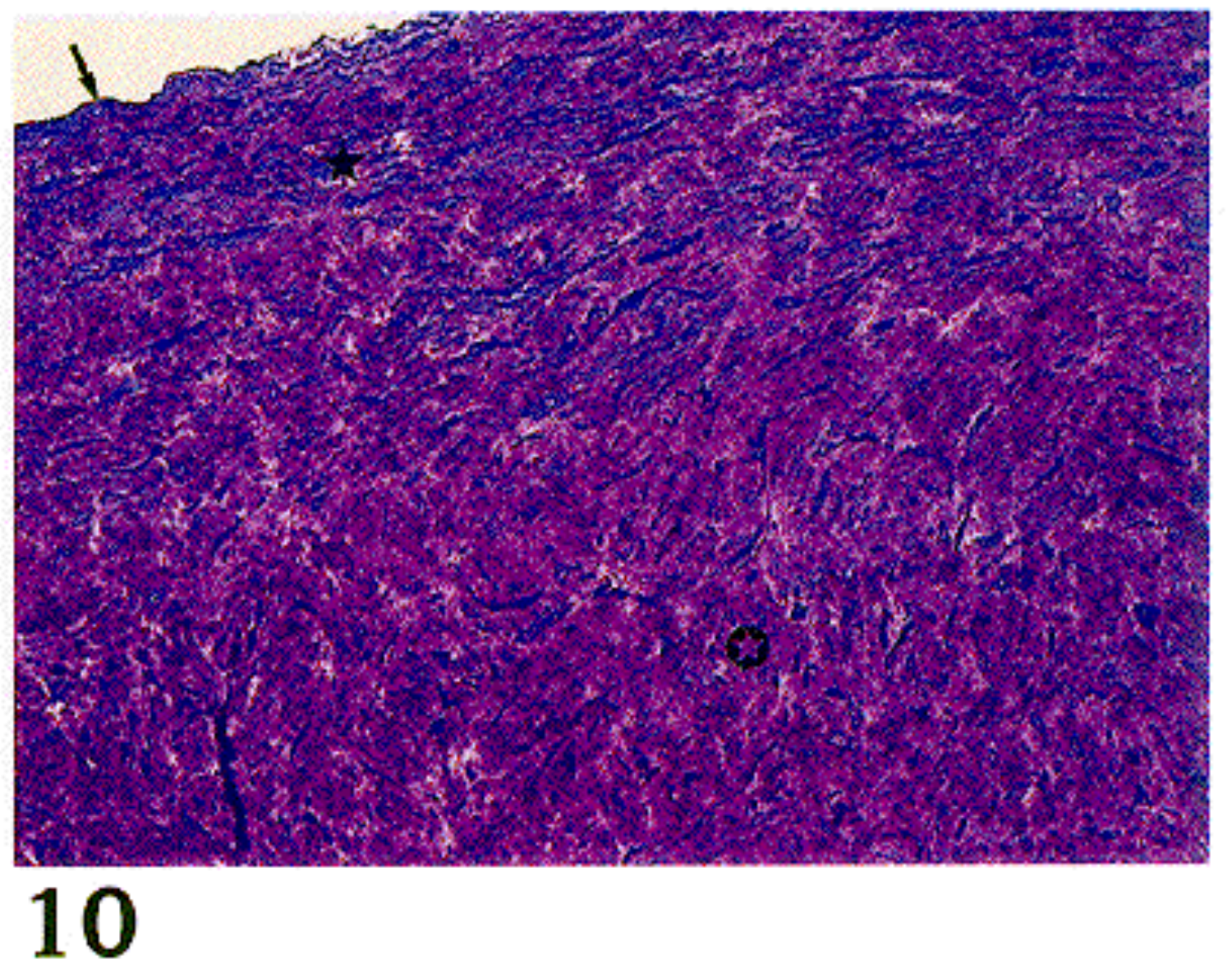10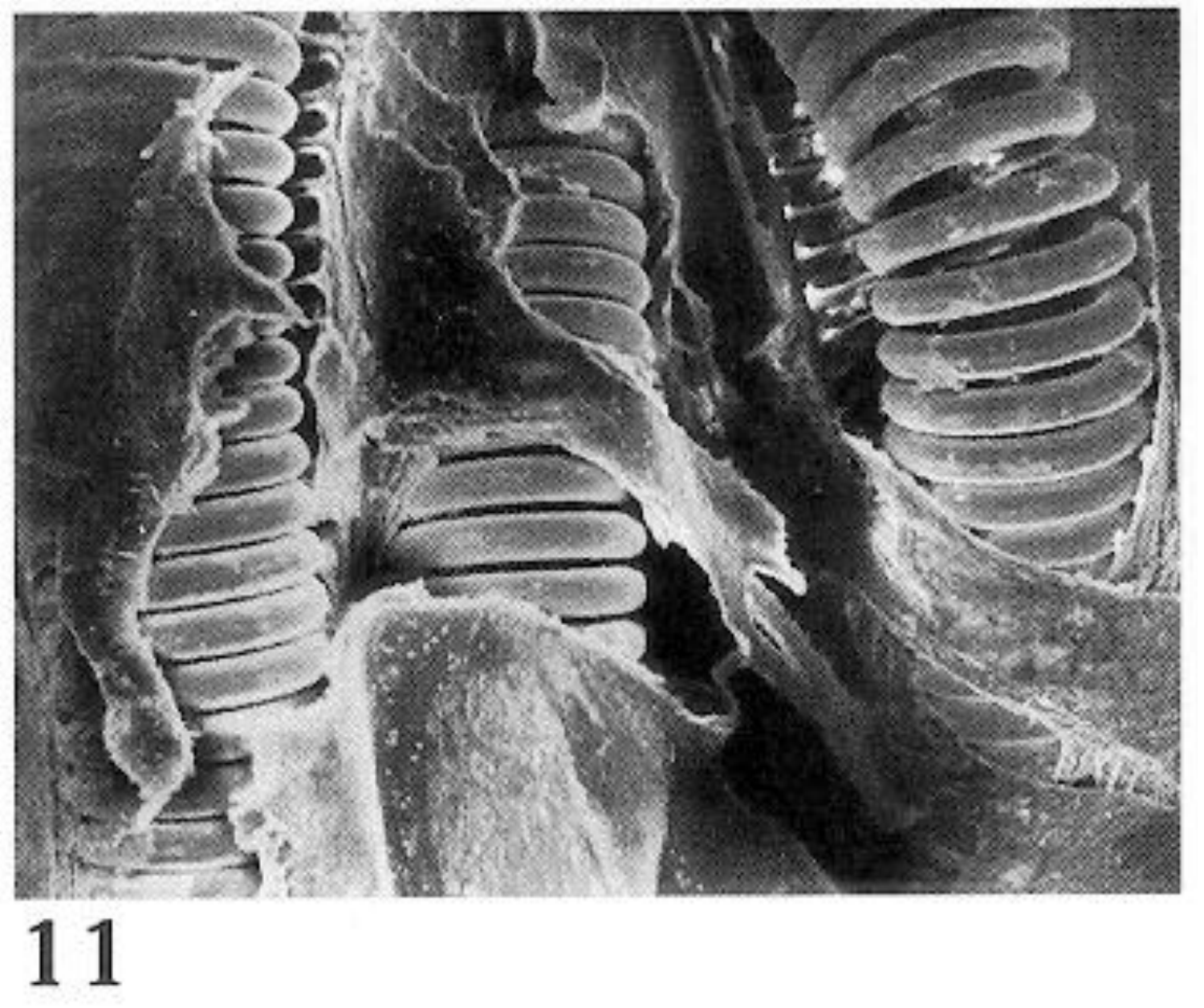11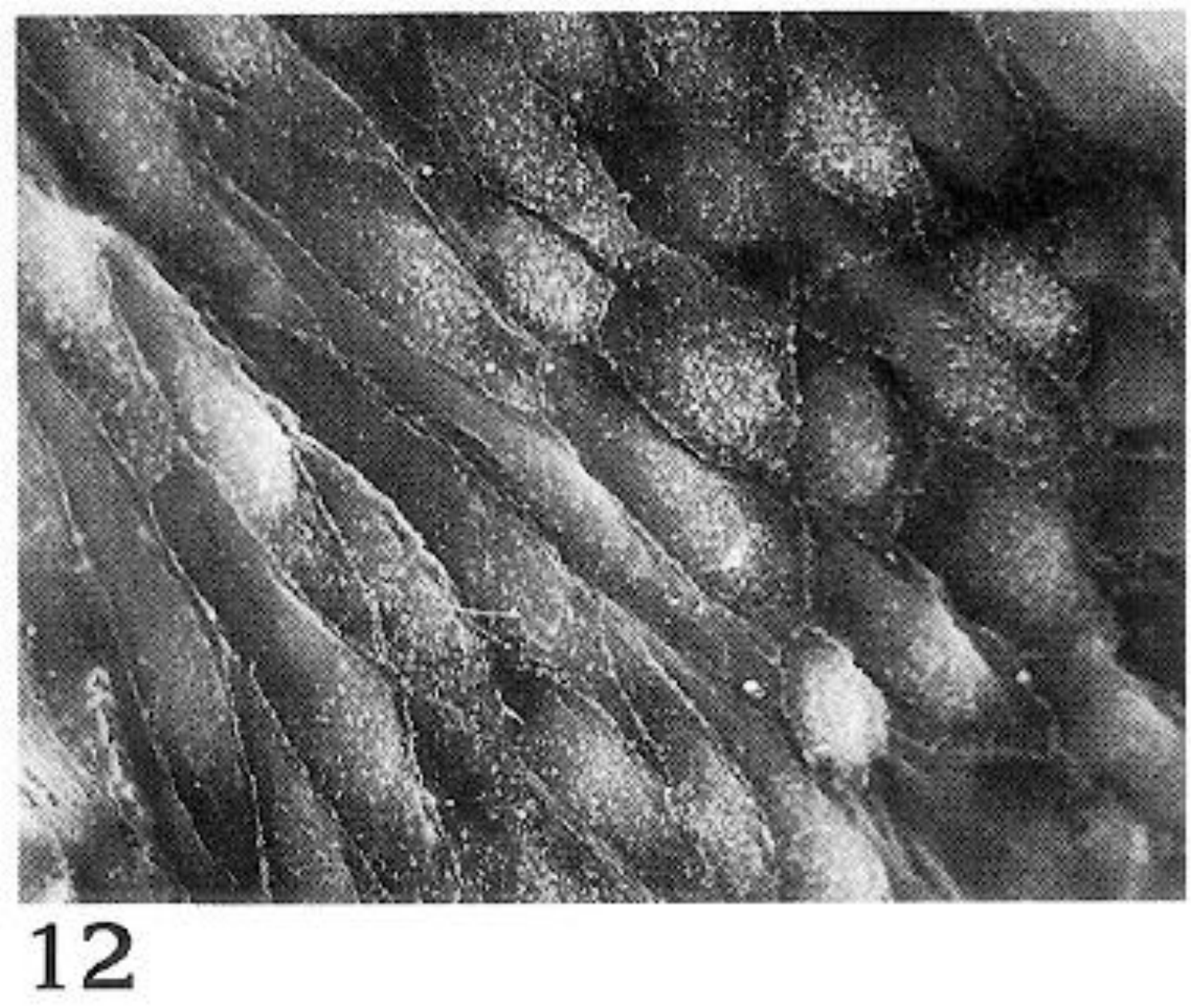12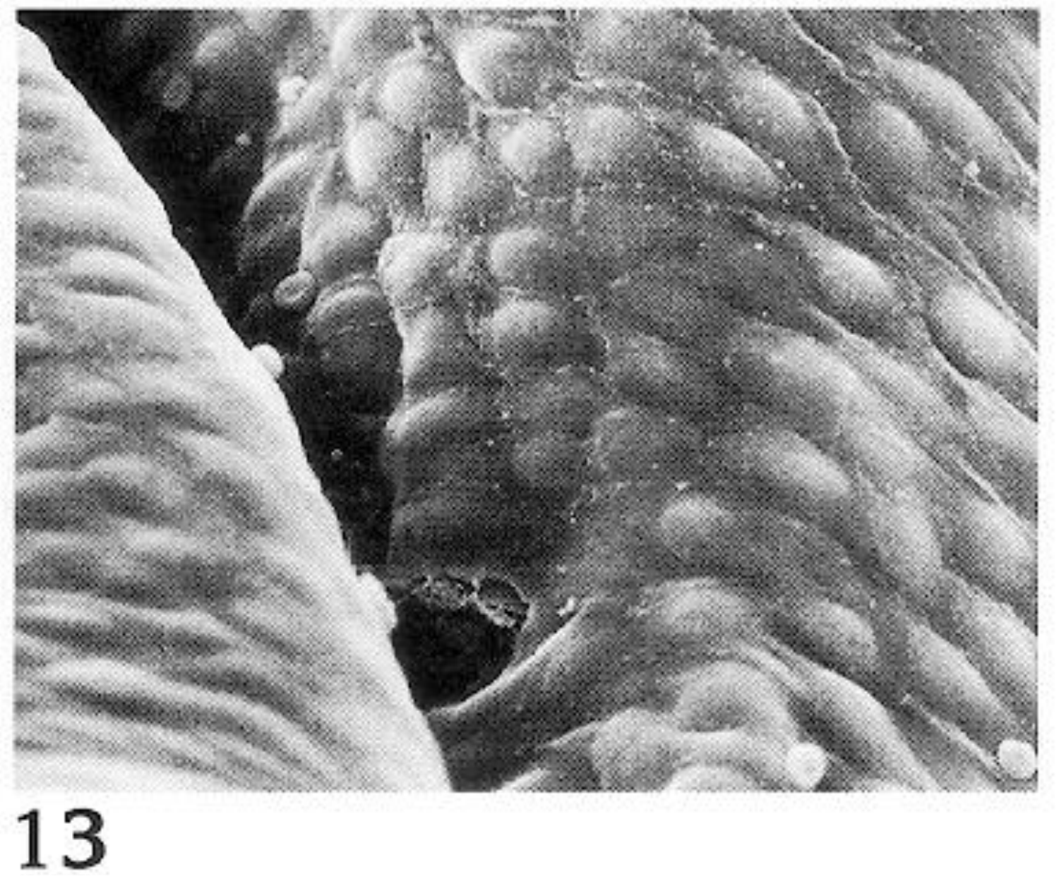13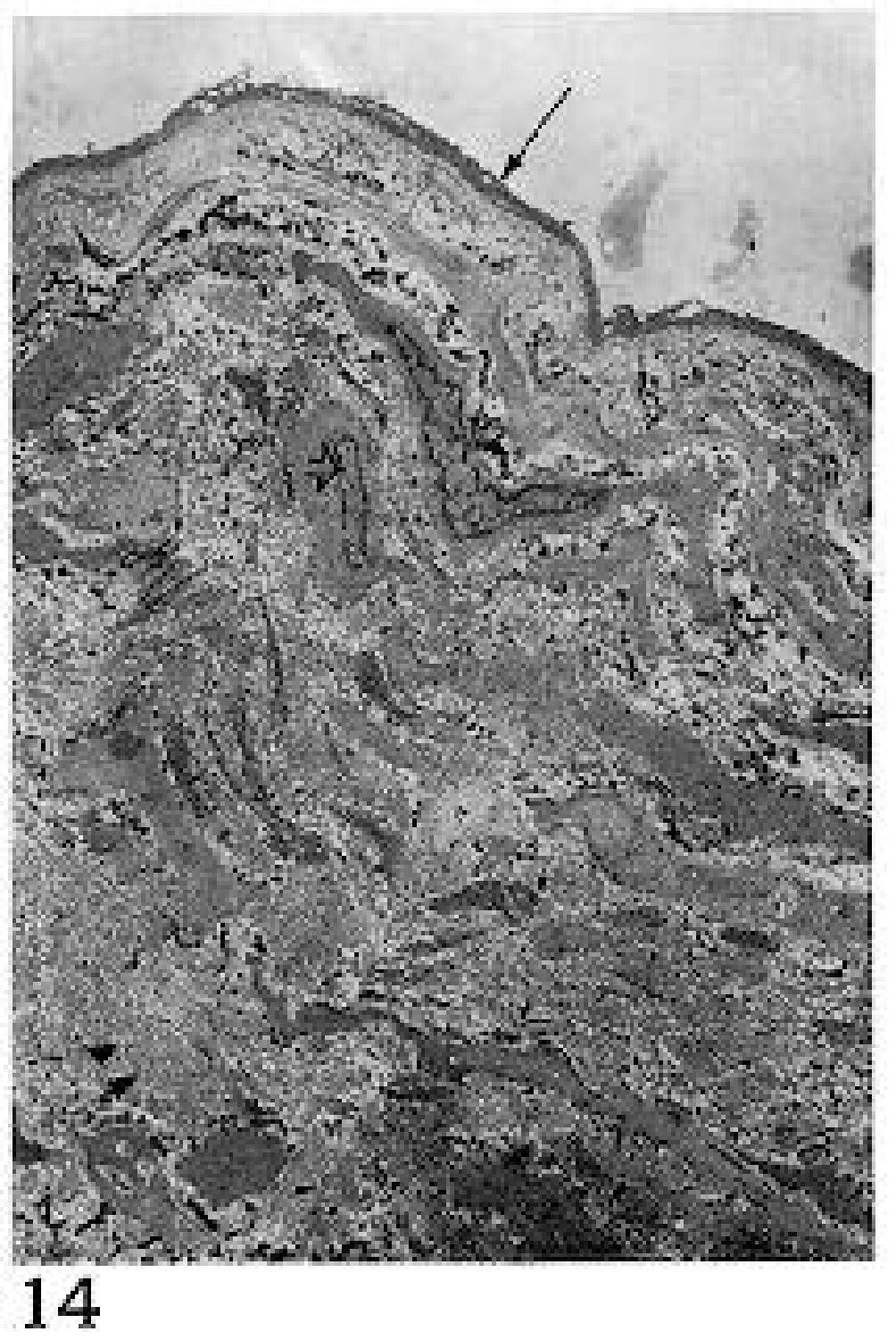14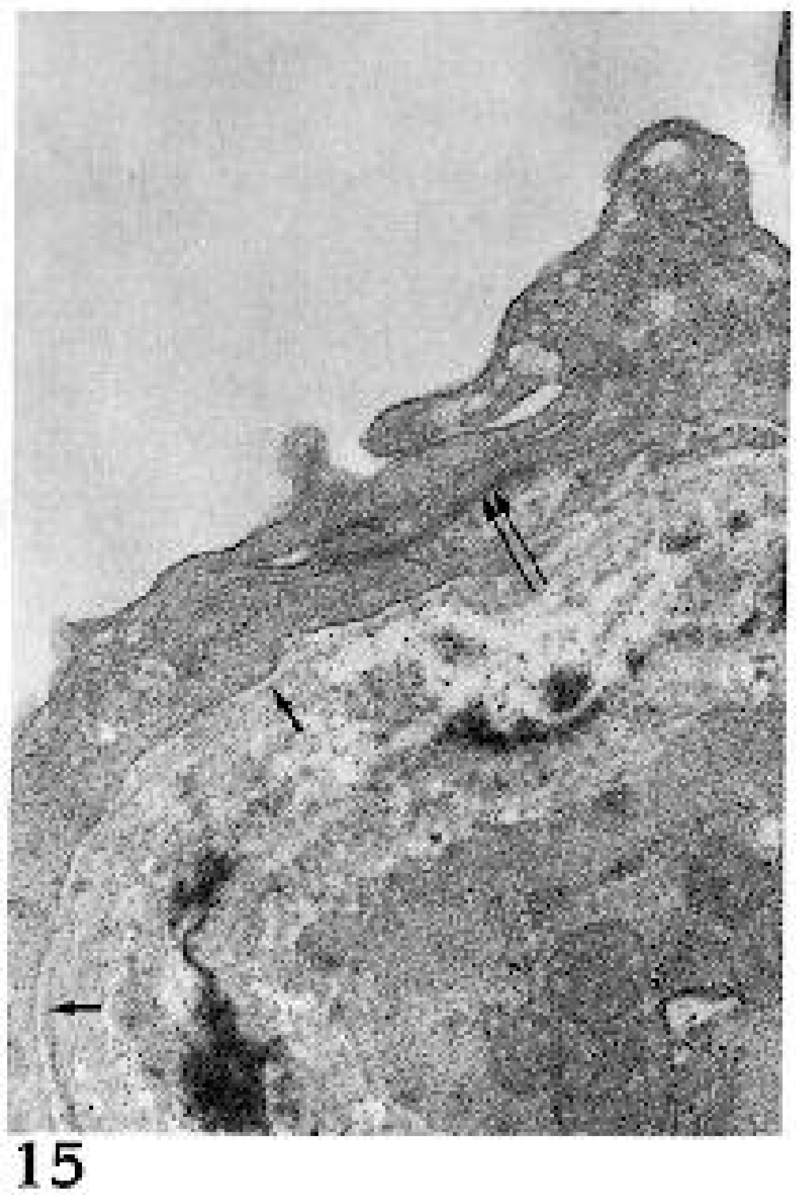15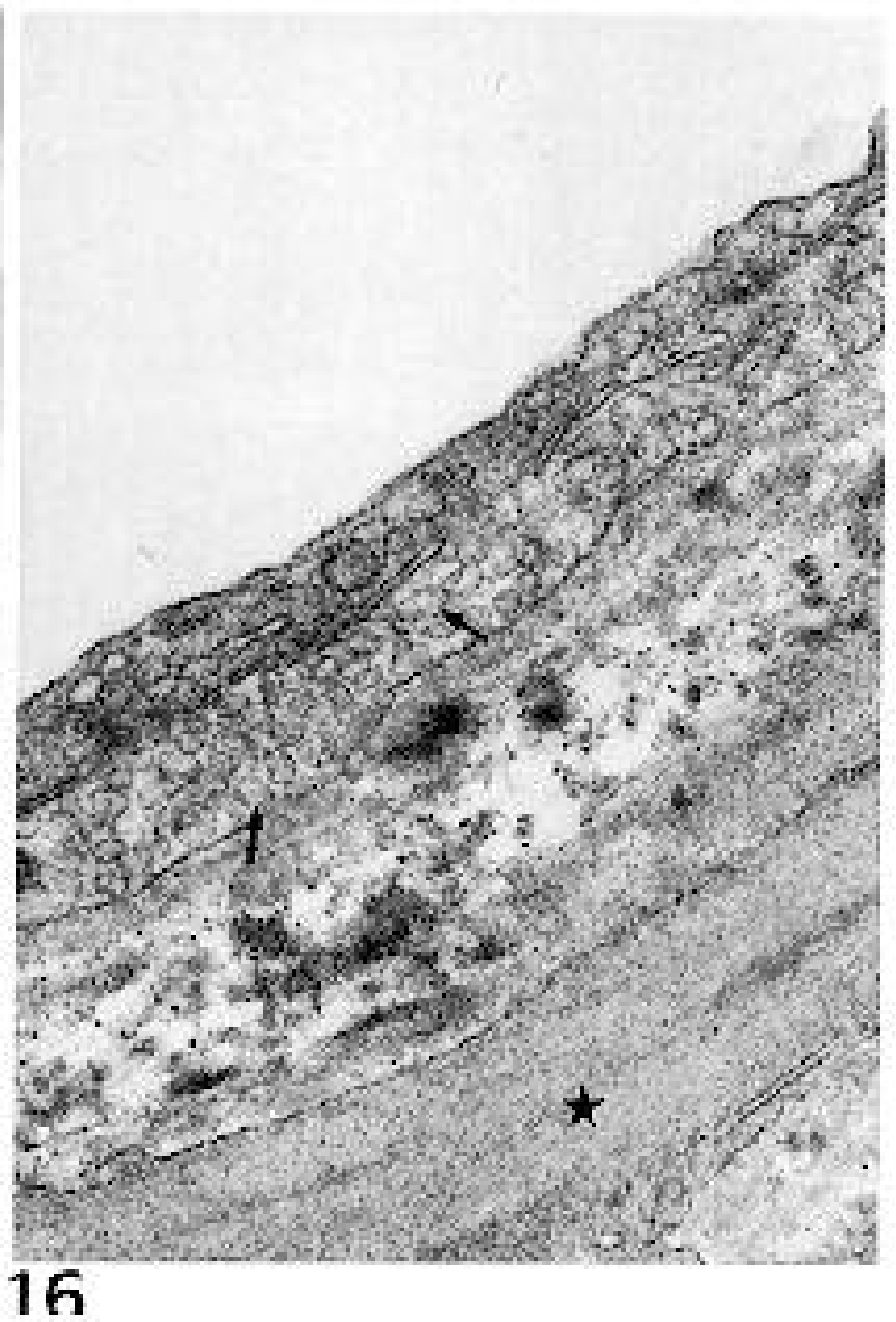16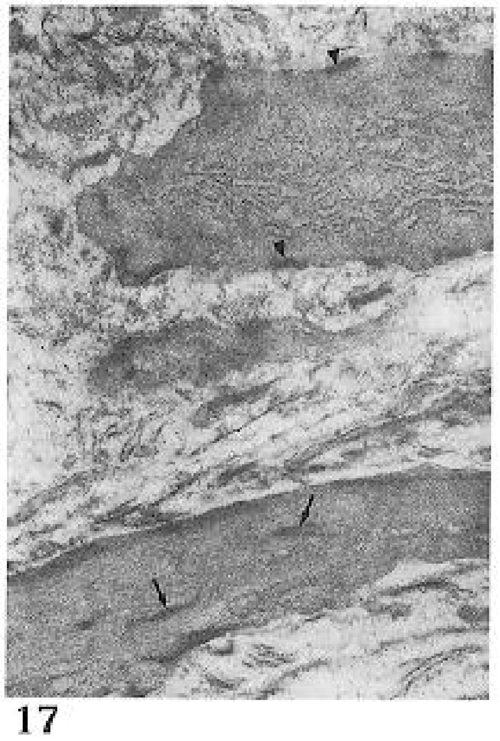17